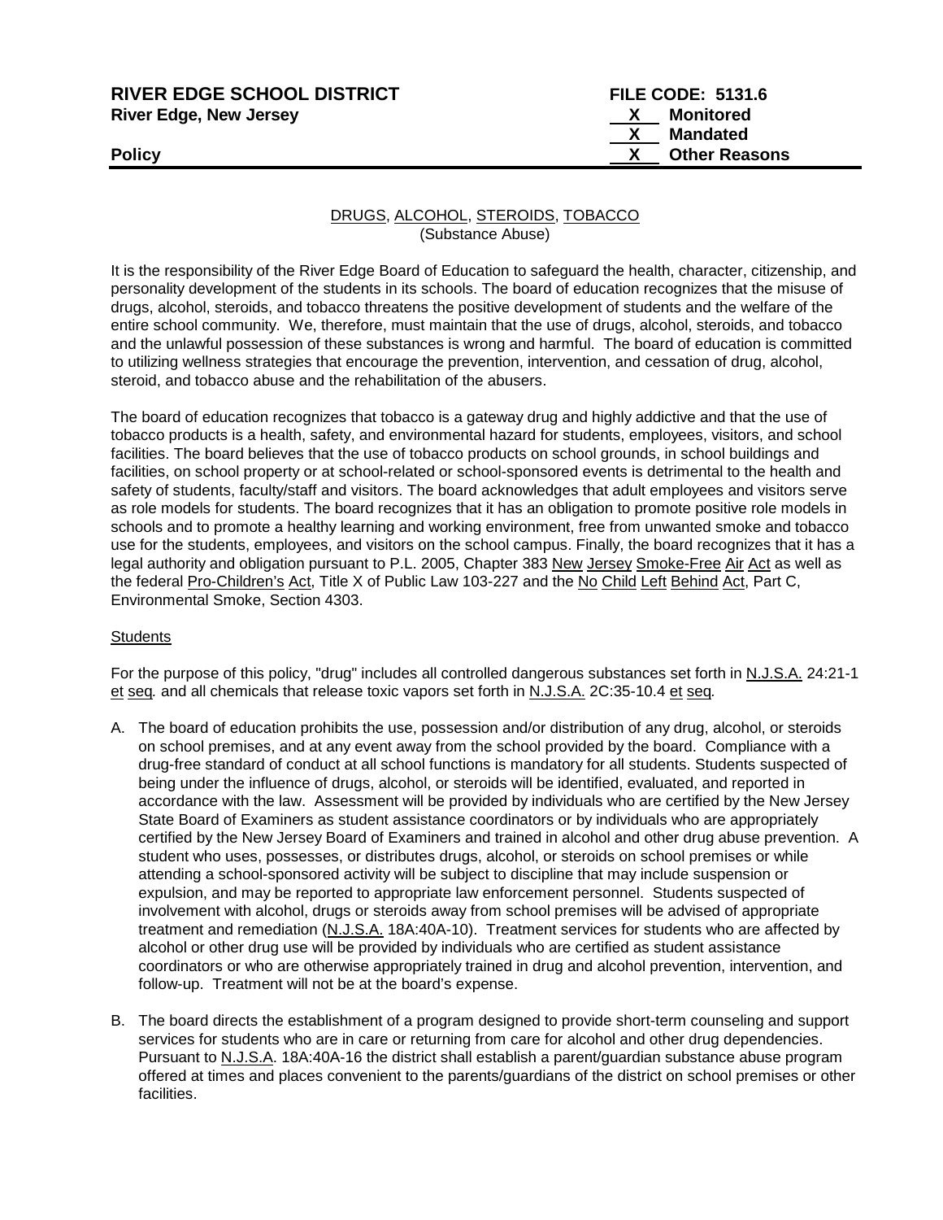**RIVER EDGE SCHOOL DISTRICT**
**River Edge, New Jersey**

**Policy**

**FILE CODE: 5131.6**
**X Monitored**
**X Mandated**
**X Other Reasons**

DRUGS, ALCOHOL, STEROIDS, TOBACCO
(Substance Abuse)

It is the responsibility of the River Edge Board of Education to safeguard the health, character, citizenship, and personality development of the students in its schools. The board of education recognizes that the misuse of drugs, alcohol, steroids, and tobacco threatens the positive development of students and the welfare of the entire school community. We, therefore, must maintain that the use of drugs, alcohol, steroids, and tobacco and the unlawful possession of these substances is wrong and harmful. The board of education is committed to utilizing wellness strategies that encourage the prevention, intervention, and cessation of drug, alcohol, steroid, and tobacco abuse and the rehabilitation of the abusers.

The board of education recognizes that tobacco is a gateway drug and highly addictive and that the use of tobacco products is a health, safety, and environmental hazard for students, employees, visitors, and school facilities. The board believes that the use of tobacco products on school grounds, in school buildings and facilities, on school property or at school-related or school-sponsored events is detrimental to the health and safety of students, faculty/staff and visitors. The board acknowledges that adult employees and visitors serve as role models for students. The board recognizes that it has an obligation to promote positive role models in schools and to promote a healthy learning and working environment, free from unwanted smoke and tobacco use for the students, employees, and visitors on the school campus. Finally, the board recognizes that it has a legal authority and obligation pursuant to P.L. 2005, Chapter 383 New Jersey Smoke-Free Air Act as well as the federal Pro-Children's Act, Title X of Public Law 103-227 and the No Child Left Behind Act, Part C, Environmental Smoke, Section 4303.

Students

For the purpose of this policy, "drug" includes all controlled dangerous substances set forth in N.J.S.A. 24:21-1 et seq. and all chemicals that release toxic vapors set forth in N.J.S.A. 2C:35-10.4 et seq.

A. The board of education prohibits the use, possession and/or distribution of any drug, alcohol, or steroids on school premises, and at any event away from the school provided by the board. Compliance with a drug-free standard of conduct at all school functions is mandatory for all students. Students suspected of being under the influence of drugs, alcohol, or steroids will be identified, evaluated, and reported in accordance with the law. Assessment will be provided by individuals who are certified by the New Jersey State Board of Examiners as student assistance coordinators or by individuals who are appropriately certified by the New Jersey Board of Examiners and trained in alcohol and other drug abuse prevention. A student who uses, possesses, or distributes drugs, alcohol, or steroids on school premises or while attending a school-sponsored activity will be subject to discipline that may include suspension or expulsion, and may be reported to appropriate law enforcement personnel. Students suspected of involvement with alcohol, drugs or steroids away from school premises will be advised of appropriate treatment and remediation (N.J.S.A. 18A:40A-10). Treatment services for students who are affected by alcohol or other drug use will be provided by individuals who are certified as student assistance coordinators or who are otherwise appropriately trained in drug and alcohol prevention, intervention, and follow-up. Treatment will not be at the board's expense.

B. The board directs the establishment of a program designed to provide short-term counseling and support services for students who are in care or returning from care for alcohol and other drug dependencies. Pursuant to N.J.S.A. 18A:40A-16 the district shall establish a parent/guardian substance abuse program offered at times and places convenient to the parents/guardians of the district on school premises or other facilities.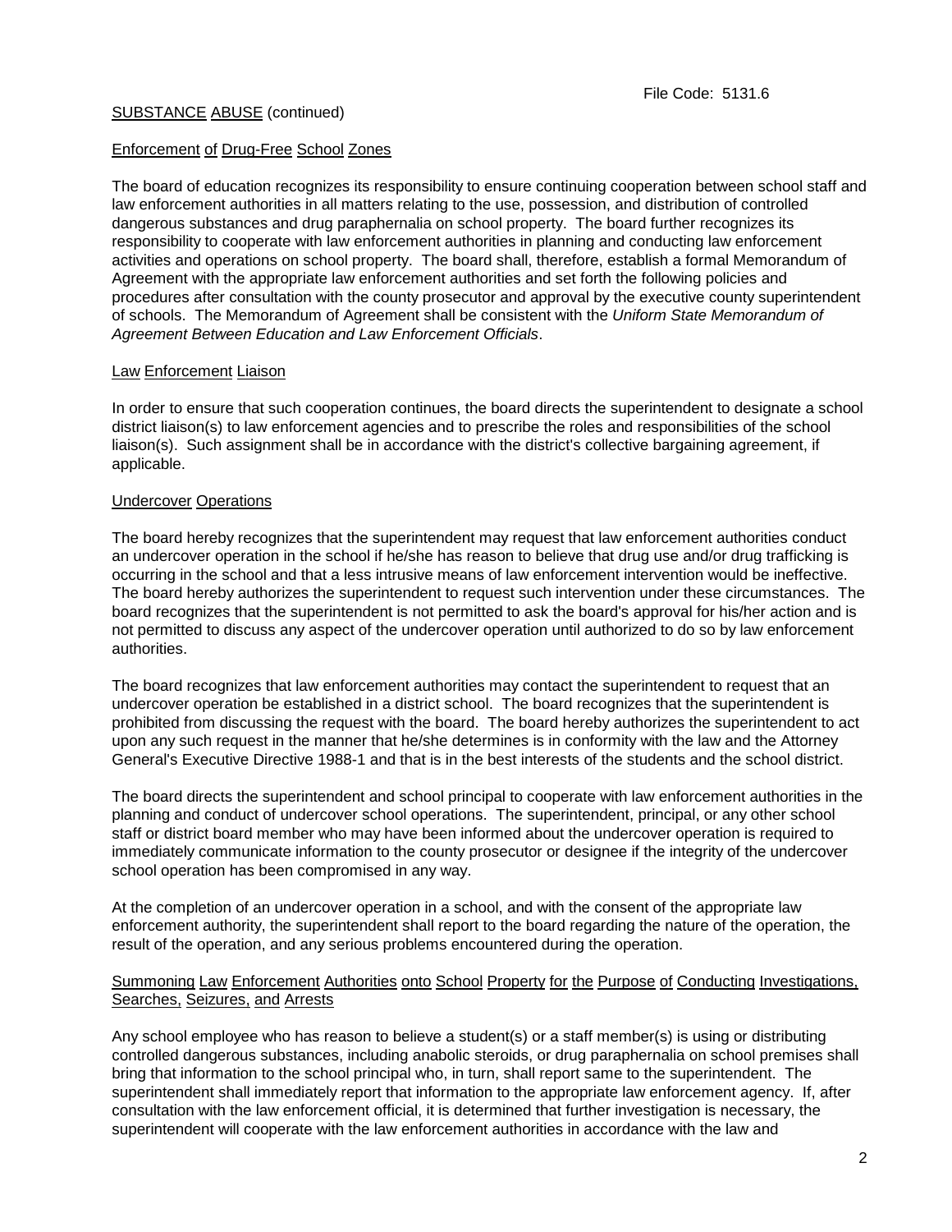File Code: 5131.6

SUBSTANCE ABUSE (continued)

Enforcement of Drug-Free School Zones

The board of education recognizes its responsibility to ensure continuing cooperation between school staff and law enforcement authorities in all matters relating to the use, possession, and distribution of controlled dangerous substances and drug paraphernalia on school property. The board further recognizes its responsibility to cooperate with law enforcement authorities in planning and conducting law enforcement activities and operations on school property. The board shall, therefore, establish a formal Memorandum of Agreement with the appropriate law enforcement authorities and set forth the following policies and procedures after consultation with the county prosecutor and approval by the executive county superintendent of schools. The Memorandum of Agreement shall be consistent with the *Uniform State Memorandum of Agreement Between Education and Law Enforcement Officials*.

Law Enforcement Liaison

In order to ensure that such cooperation continues, the board directs the superintendent to designate a school district liaison(s) to law enforcement agencies and to prescribe the roles and responsibilities of the school liaison(s). Such assignment shall be in accordance with the district's collective bargaining agreement, if applicable.

Undercover Operations

The board hereby recognizes that the superintendent may request that law enforcement authorities conduct an undercover operation in the school if he/she has reason to believe that drug use and/or drug trafficking is occurring in the school and that a less intrusive means of law enforcement intervention would be ineffective. The board hereby authorizes the superintendent to request such intervention under these circumstances. The board recognizes that the superintendent is not permitted to ask the board's approval for his/her action and is not permitted to discuss any aspect of the undercover operation until authorized to do so by law enforcement authorities.

The board recognizes that law enforcement authorities may contact the superintendent to request that an undercover operation be established in a district school. The board recognizes that the superintendent is prohibited from discussing the request with the board. The board hereby authorizes the superintendent to act upon any such request in the manner that he/she determines is in conformity with the law and the Attorney General's Executive Directive 1988-1 and that is in the best interests of the students and the school district.

The board directs the superintendent and school principal to cooperate with law enforcement authorities in the planning and conduct of undercover school operations. The superintendent, principal, or any other school staff or district board member who may have been informed about the undercover operation is required to immediately communicate information to the county prosecutor or designee if the integrity of the undercover school operation has been compromised in any way.

At the completion of an undercover operation in a school, and with the consent of the appropriate law enforcement authority, the superintendent shall report to the board regarding the nature of the operation, the result of the operation, and any serious problems encountered during the operation.

Summoning Law Enforcement Authorities onto School Property for the Purpose of Conducting Investigations, Searches, Seizures, and Arrests

Any school employee who has reason to believe a student(s) or a staff member(s) is using or distributing controlled dangerous substances, including anabolic steroids, or drug paraphernalia on school premises shall bring that information to the school principal who, in turn, shall report same to the superintendent. The superintendent shall immediately report that information to the appropriate law enforcement agency. If, after consultation with the law enforcement official, it is determined that further investigation is necessary, the superintendent will cooperate with the law enforcement authorities in accordance with the law and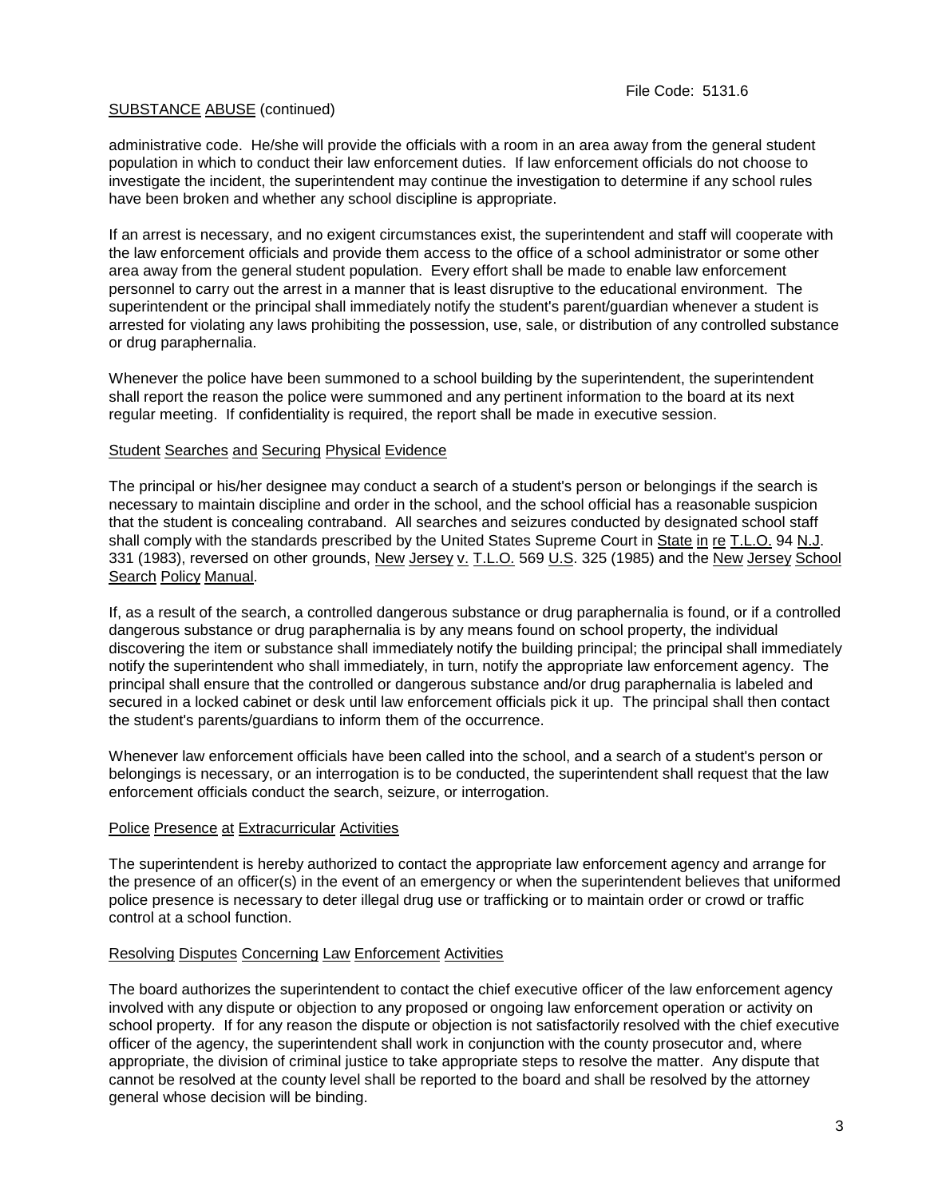administrative code. He/she will provide the officials with a room in an area away from the general student population in which to conduct their law enforcement duties. If law enforcement officials do not choose to investigate the incident, the superintendent may continue the investigation to determine if any school rules have been broken and whether any school discipline is appropriate.

If an arrest is necessary, and no exigent circumstances exist, the superintendent and staff will cooperate with the law enforcement officials and provide them access to the office of a school administrator or some other area away from the general student population. Every effort shall be made to enable law enforcement personnel to carry out the arrest in a manner that is least disruptive to the educational environment. The superintendent or the principal shall immediately notify the student's parent/guardian whenever a student is arrested for violating any laws prohibiting the possession, use, sale, or distribution of any controlled substance or drug paraphernalia.

Whenever the police have been summoned to a school building by the superintendent, the superintendent shall report the reason the police were summoned and any pertinent information to the board at its next regular meeting. If confidentiality is required, the report shall be made in executive session.

## Student Searches and Securing Physical Evidence

The principal or his/her designee may conduct a search of a student's person or belongings if the search is necessary to maintain discipline and order in the school, and the school official has a reasonable suspicion that the student is concealing contraband. All searches and seizures conducted by designated school staff shall comply with the standards prescribed by the United States Supreme Court in State in re T.L.O. 94 N.J. 331 (1983), reversed on other grounds, New Jersey v. T.L.O. 569 U.S. 325 (1985) and the New Jersey School Search Policy Manual.

If, as a result of the search, a controlled dangerous substance or drug paraphernalia is found, or if a controlled dangerous substance or drug paraphernalia is by any means found on school property, the individual discovering the item or substance shall immediately notify the building principal; the principal shall immediately notify the superintendent who shall immediately, in turn, notify the appropriate law enforcement agency. The principal shall ensure that the controlled or dangerous substance and/or drug paraphernalia is labeled and secured in a locked cabinet or desk until law enforcement officials pick it up. The principal shall then contact the student's parents/guardians to inform them of the occurrence.

Whenever law enforcement officials have been called into the school, and a search of a student's person or belongings is necessary, or an interrogation is to be conducted, the superintendent shall request that the law enforcement officials conduct the search, seizure, or interrogation.

## Police Presence at Extracurricular Activities

The superintendent is hereby authorized to contact the appropriate law enforcement agency and arrange for the presence of an officer(s) in the event of an emergency or when the superintendent believes that uniformed police presence is necessary to deter illegal drug use or trafficking or to maintain order or crowd or traffic control at a school function.

## Resolving Disputes Concerning Law Enforcement Activities

The board authorizes the superintendent to contact the chief executive officer of the law enforcement agency involved with any dispute or objection to any proposed or ongoing law enforcement operation or activity on school property. If for any reason the dispute or objection is not satisfactorily resolved with the chief executive officer of the agency, the superintendent shall work in conjunction with the county prosecutor and, where appropriate, the division of criminal justice to take appropriate steps to resolve the matter. Any dispute that cannot be resolved at the county level shall be reported to the board and shall be resolved by the attorney general whose decision will be binding.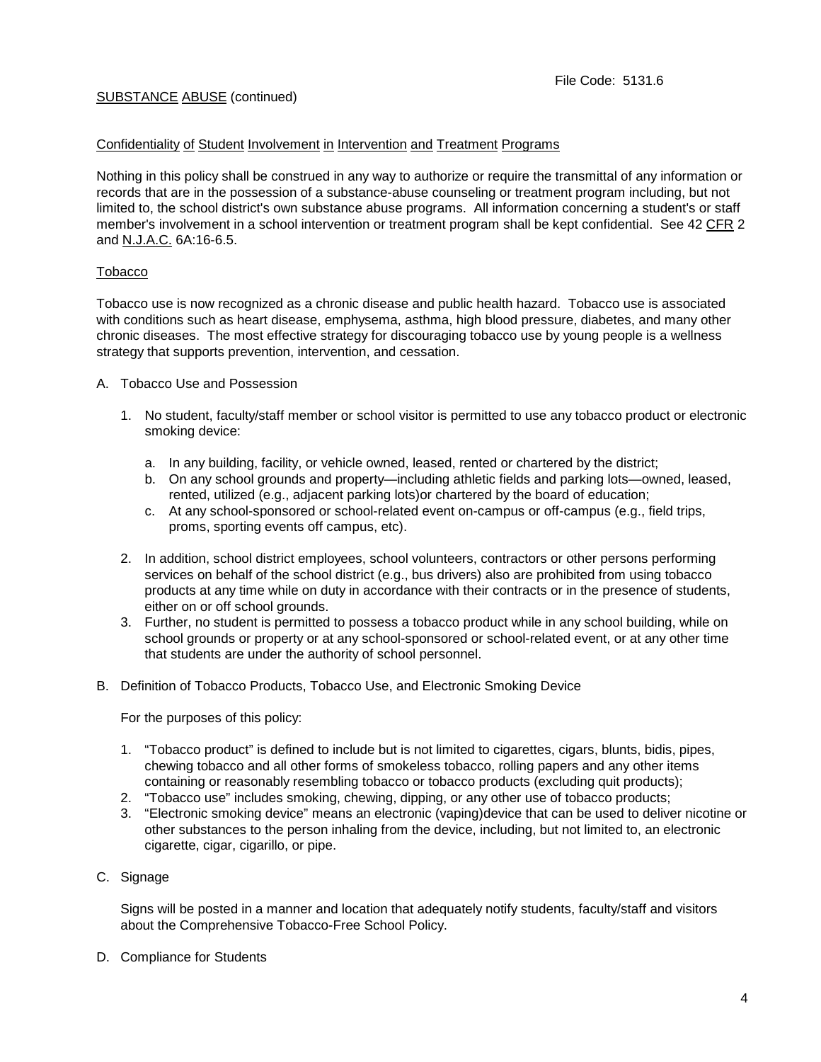## Confidentiality of Student Involvement in Intervention and Treatment Programs

Nothing in this policy shall be construed in any way to authorize or require the transmittal of any information or records that are in the possession of a substance-abuse counseling or treatment program including, but not limited to, the school district's own substance abuse programs. All information concerning a student's or staff member's involvement in a school intervention or treatment program shall be kept confidential. See 42 CFR 2 and N.J.A.C. 6A:16-6.5.

## Tobacco

Tobacco use is now recognized as a chronic disease and public health hazard. Tobacco use is associated with conditions such as heart disease, emphysema, asthma, high blood pressure, diabetes, and many other chronic diseases. The most effective strategy for discouraging tobacco use by young people is a wellness strategy that supports prevention, intervention, and cessation.

A. Tobacco Use and Possession

1. No student, faculty/staff member or school visitor is permitted to use any tobacco product or electronic smoking device:

   a. In any building, facility, or vehicle owned, leased, rented or chartered by the district;
   b. On any school grounds and property—including athletic fields and parking lots—owned, leased, rented, utilized (e.g., adjacent parking lots)or chartered by the board of education;
   c. At any school-sponsored or school-related event on-campus or off-campus (e.g., field trips, proms, sporting events off campus, etc).

2. In addition, school district employees, school volunteers, contractors or other persons performing services on behalf of the school district (e.g., bus drivers) also are prohibited from using tobacco products at any time while on duty in accordance with their contracts or in the presence of students, either on or off school grounds.
3. Further, no student is permitted to possess a tobacco product while in any school building, while on school grounds or property or at any school-sponsored or school-related event, or at any other time that students are under the authority of school personnel.

B. Definition of Tobacco Products, Tobacco Use, and Electronic Smoking Device

For the purposes of this policy:

1. "Tobacco product" is defined to include but is not limited to cigarettes, cigars, blunts, bidis, pipes, chewing tobacco and all other forms of smokeless tobacco, rolling papers and any other items containing or reasonably resembling tobacco or tobacco products (excluding quit products);
2. "Tobacco use" includes smoking, chewing, dipping, or any other use of tobacco products;
3. "Electronic smoking device" means an electronic (vaping)device that can be used to deliver nicotine or other substances to the person inhaling from the device, including, but not limited to, an electronic cigarette, cigar, cigarillo, or pipe.

C. Signage

Signs will be posted in a manner and location that adequately notify students, faculty/staff and visitors about the Comprehensive Tobacco-Free School Policy.

D. Compliance for Students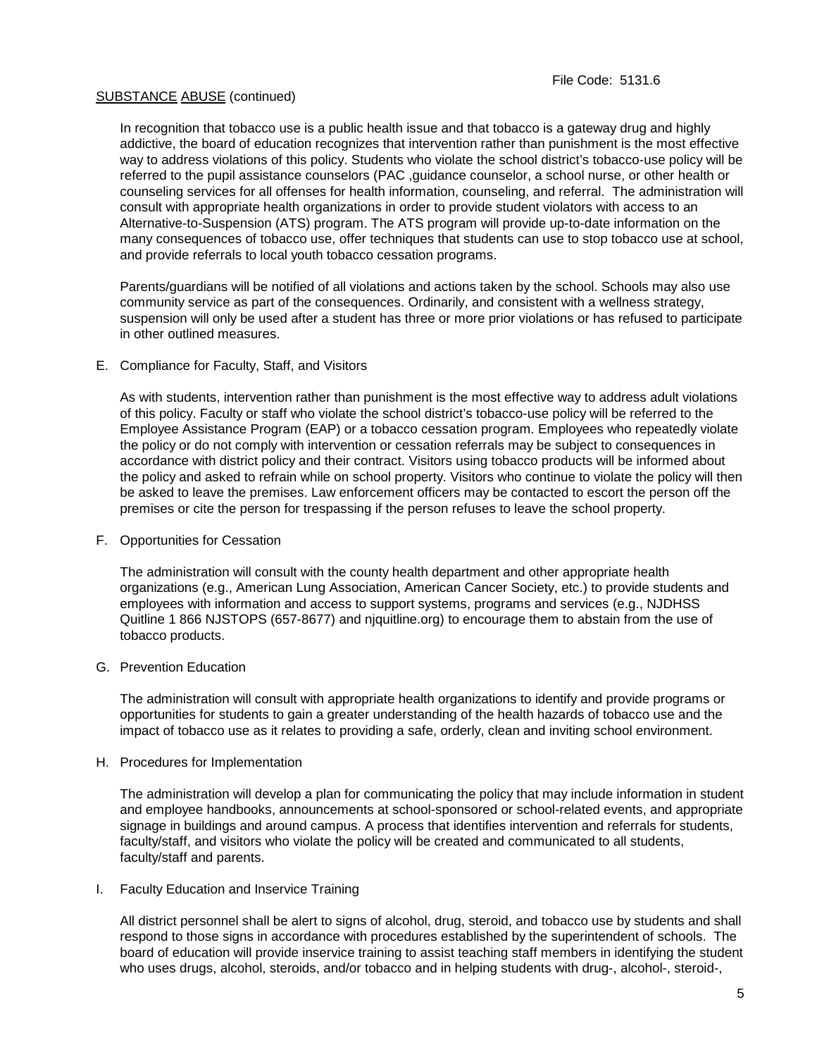SUBSTANCE ABUSE (continued)

In recognition that tobacco use is a public health issue and that tobacco is a gateway drug and highly addictive, the board of education recognizes that intervention rather than punishment is the most effective way to address violations of this policy. Students who violate the school district's tobacco-use policy will be referred to the pupil assistance counselors (PAC ,guidance counselor, a school nurse, or other health or counseling services for all offenses for health information, counseling, and referral. The administration will consult with appropriate health organizations in order to provide student violators with access to an Alternative-to-Suspension (ATS) program. The ATS program will provide up-to-date information on the many consequences of tobacco use, offer techniques that students can use to stop tobacco use at school, and provide referrals to local youth tobacco cessation programs.

Parents/guardians will be notified of all violations and actions taken by the school. Schools may also use community service as part of the consequences. Ordinarily, and consistent with a wellness strategy, suspension will only be used after a student has three or more prior violations or has refused to participate in other outlined measures.

E. Compliance for Faculty, Staff, and Visitors

As with students, intervention rather than punishment is the most effective way to address adult violations of this policy. Faculty or staff who violate the school district's tobacco-use policy will be referred to the Employee Assistance Program (EAP) or a tobacco cessation program. Employees who repeatedly violate the policy or do not comply with intervention or cessation referrals may be subject to consequences in accordance with district policy and their contract. Visitors using tobacco products will be informed about the policy and asked to refrain while on school property. Visitors who continue to violate the policy will then be asked to leave the premises. Law enforcement officers may be contacted to escort the person off the premises or cite the person for trespassing if the person refuses to leave the school property.

F. Opportunities for Cessation

The administration will consult with the county health department and other appropriate health organizations (e.g., American Lung Association, American Cancer Society, etc.) to provide students and employees with information and access to support systems, programs and services (e.g., NJDHSS Quitline 1 866 NJSTOPS (657-8677) and njquitline.org) to encourage them to abstain from the use of tobacco products.

G. Prevention Education

The administration will consult with appropriate health organizations to identify and provide programs or opportunities for students to gain a greater understanding of the health hazards of tobacco use and the impact of tobacco use as it relates to providing a safe, orderly, clean and inviting school environment.

H. Procedures for Implementation

The administration will develop a plan for communicating the policy that may include information in student and employee handbooks, announcements at school-sponsored or school-related events, and appropriate signage in buildings and around campus. A process that identifies intervention and referrals for students, faculty/staff, and visitors who violate the policy will be created and communicated to all students, faculty/staff and parents.

I. Faculty Education and Inservice Training

All district personnel shall be alert to signs of alcohol, drug, steroid, and tobacco use by students and shall respond to those signs in accordance with procedures established by the superintendent of schools. The board of education will provide inservice training to assist teaching staff members in identifying the student who uses drugs, alcohol, steroids, and/or tobacco and in helping students with drug-, alcohol-, steroid-,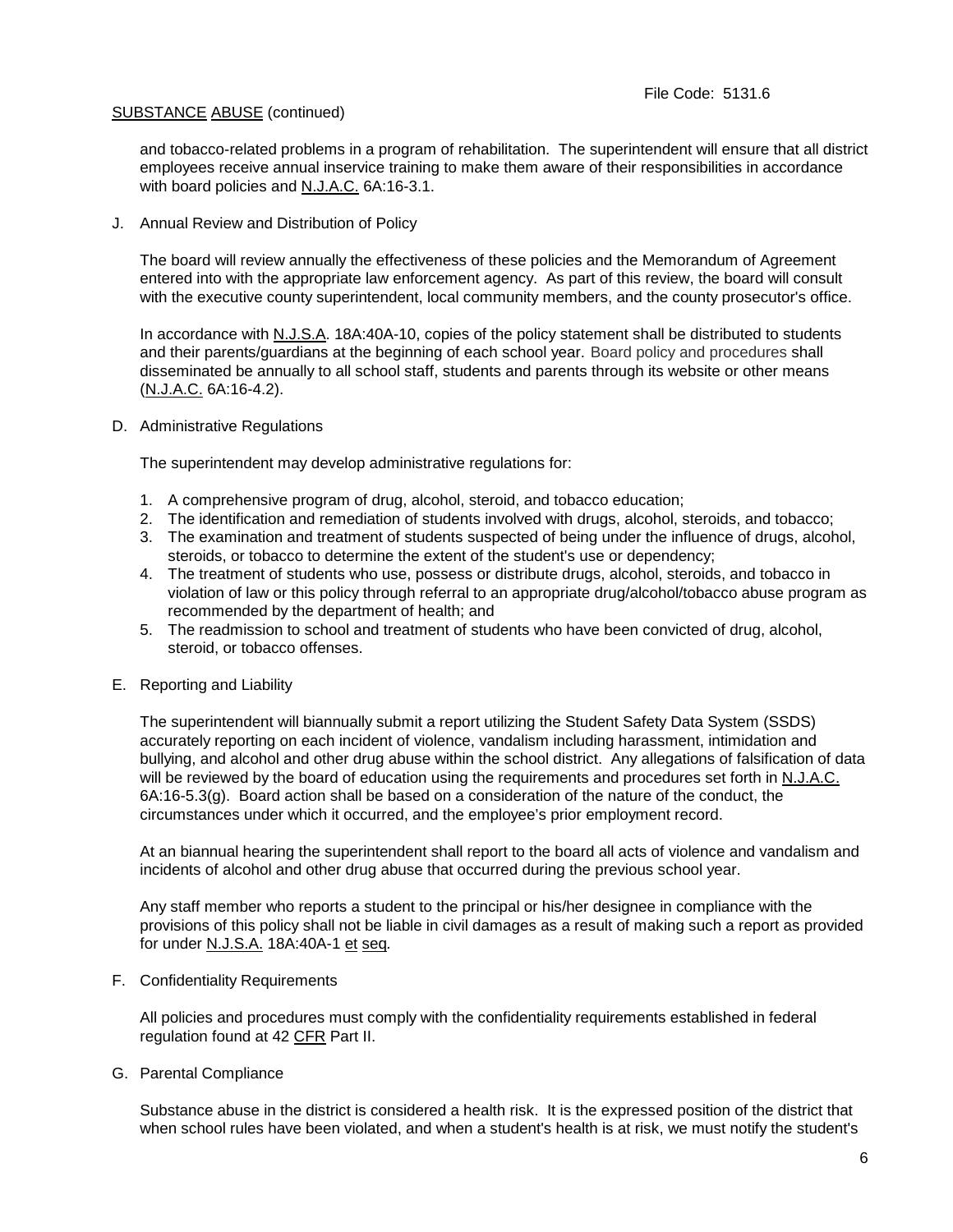and tobacco-related problems in a program of rehabilitation. The superintendent will ensure that all district employees receive annual inservice training to make them aware of their responsibilities in accordance with board policies and N.J.A.C. 6A:16-3.1.

J. Annual Review and Distribution of Policy

The board will review annually the effectiveness of these policies and the Memorandum of Agreement entered into with the appropriate law enforcement agency. As part of this review, the board will consult with the executive county superintendent, local community members, and the county prosecutor's office.

In accordance with N.J.S.A. 18A:40A-10, copies of the policy statement shall be distributed to students and their parents/guardians at the beginning of each school year. Board policy and procedures shall disseminated be annually to all school staff, students and parents through its website or other means (N.J.A.C. 6A:16-4.2).

D. Administrative Regulations

The superintendent may develop administrative regulations for:

1. A comprehensive program of drug, alcohol, steroid, and tobacco education;
2. The identification and remediation of students involved with drugs, alcohol, steroids, and tobacco;
3. The examination and treatment of students suspected of being under the influence of drugs, alcohol, steroids, or tobacco to determine the extent of the student's use or dependency;
4. The treatment of students who use, possess or distribute drugs, alcohol, steroids, and tobacco in violation of law or this policy through referral to an appropriate drug/alcohol/tobacco abuse program as recommended by the department of health; and
5. The readmission to school and treatment of students who have been convicted of drug, alcohol, steroid, or tobacco offenses.

E. Reporting and Liability

The superintendent will biannually submit a report utilizing the Student Safety Data System (SSDS) accurately reporting on each incident of violence, vandalism including harassment, intimidation and bullying, and alcohol and other drug abuse within the school district. Any allegations of falsification of data will be reviewed by the board of education using the requirements and procedures set forth in N.J.A.C. 6A:16-5.3(g). Board action shall be based on a consideration of the nature of the conduct, the circumstances under which it occurred, and the employee's prior employment record.

At an biannual hearing the superintendent shall report to the board all acts of violence and vandalism and incidents of alcohol and other drug abuse that occurred during the previous school year.

Any staff member who reports a student to the principal or his/her designee in compliance with the provisions of this policy shall not be liable in civil damages as a result of making such a report as provided for under N.J.S.A. 18A:40A-1 et seq.

F. Confidentiality Requirements

All policies and procedures must comply with the confidentiality requirements established in federal regulation found at 42 CFR Part II.

G. Parental Compliance

Substance abuse in the district is considered a health risk. It is the expressed position of the district that when school rules have been violated, and when a student's health is at risk, we must notify the student's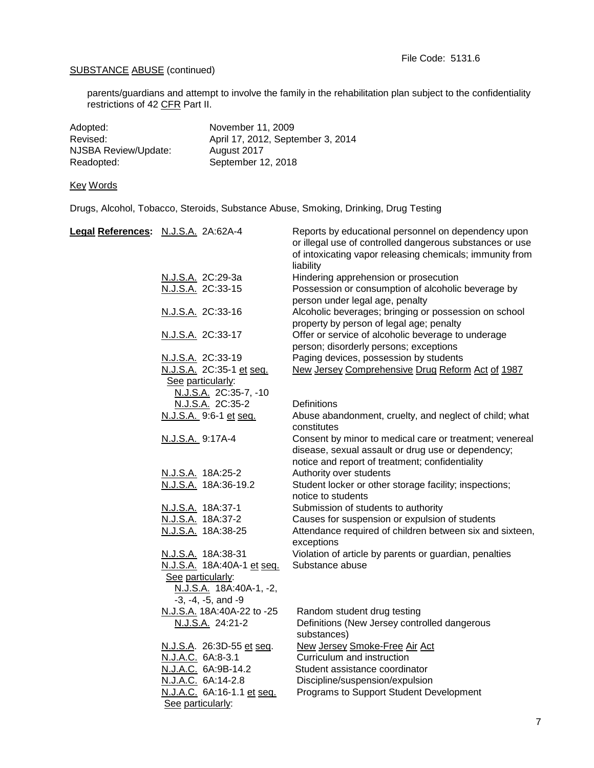File Code: 5131.6

SUBSTANCE ABUSE (continued)

parents/guardians and attempt to involve the family in the rehabilitation plan subject to the confidentiality restrictions of 42 CFR Part II.

| | |
|---|---|
| Adopted: | November 11, 2009 |
| Revised: | April 17, 2012, September 3, 2014 |
| NJSBA Review/Update: | August 2017 |
| Readopted: | September 12, 2018 |

Key Words

Drugs, Alcohol, Tobacco, Steroids, Substance Abuse, Smoking, Drinking, Drug Testing

| **Legal References:** | | |
|---|---|---|
| | N.J.S.A. 2A:62A-4 | Reports by educational personnel on dependency upon or illegal use of controlled dangerous substances or use of intoxicating vapor releasing chemicals; immunity from liability |
| | N.J.S.A. 2C:29-3a | Hindering apprehension or prosecution |
| | N.J.S.A. 2C:33-15 | Possession or consumption of alcoholic beverage by person under legal age, penalty |
| | N.J.S.A. 2C:33-16 | Alcoholic beverages; bringing or possession on school property by person of legal age; penalty |
| | N.J.S.A. 2C:33-17 | Offer or service of alcoholic beverage to underage person; disorderly persons; exceptions |
| | N.J.S.A. 2C:33-19 | Paging devices, possession by students |
| | N.J.S.A. 2C:35-1 et seq. See particularly: N.J.S.A. 2C:35-7, -10 | New Jersey Comprehensive Drug Reform Act of 1987 |
| | N.J.S.A. 2C:35-2 | Definitions |
| | N.J.S.A. 9:6-1 et seq. | Abuse abandonment, cruelty, and neglect of child; what constitutes |
| | N.J.S.A. 9:17A-4 | Consent by minor to medical care or treatment; venereal disease, sexual assault or drug use or dependency; notice and report of treatment; confidentiality |
| | N.J.S.A. 18A:25-2 | Authority over students |
| | N.J.S.A. 18A:36-19.2 | Student locker or other storage facility; inspections; notice to students |
| | N.J.S.A. 18A:37-1 | Submission of students to authority |
| | N.J.S.A. 18A:37-2 | Causes for suspension or expulsion of students |
| | N.J.S.A. 18A:38-25 | Attendance required of children between six and sixteen, exceptions |
| | N.J.S.A. 18A:38-31 | Violation of article by parents or guardian, penalties |
| | N.J.S.A. 18A:40A-1 et seq. See particularly: N.J.S.A. 18A:40A-1, -2, -3, -4, -5, and -9 | Substance abuse |
| | N.J.S.A. 18A:40A-22 to -25 | Random student drug testing |
| | N.J.S.A. 24:21-2 | Definitions (New Jersey controlled dangerous substances) |
| | N.J.S.A. 26:3D-55 et seq. | New Jersey Smoke-Free Air Act |
| | N.J.A.C. 6A:8-3.1 | Curriculum and instruction |
| | N.J.A.C. 6A:9B-14.2 | Student assistance coordinator |
| | N.J.A.C. 6A:14-2.8 | Discipline/suspension/expulsion |
| | N.J.A.C. 6A:16-1.1 et seq. See particularly: | Programs to Support Student Development |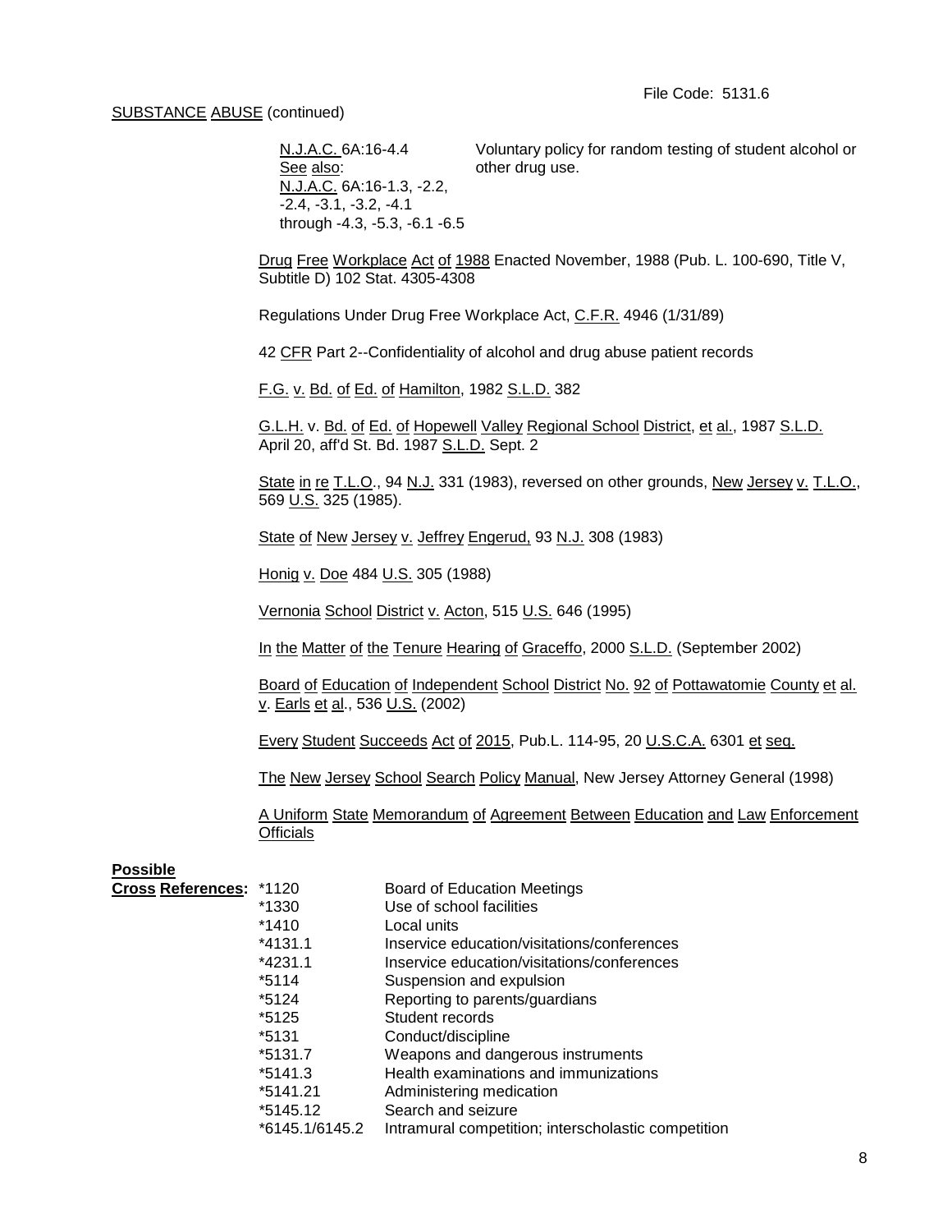SUBSTANCE ABUSE (continued)

| | |
|---|---|
| N.J.A.C. 6A:16-4.4<br>See also:<br>N.J.A.C. 6A:16-1.3, -2.2, -2.4, -3.1, -3.2, -4.1 through -4.3, -5.3, -6.1 -6.5 | Voluntary policy for random testing of student alcohol or other drug use. |

Drug Free Workplace Act of 1988 Enacted November, 1988 (Pub. L. 100-690, Title V, Subtitle D) 102 Stat. 4305-4308

Regulations Under Drug Free Workplace Act, C.F.R. 4946 (1/31/89)

42 CFR Part 2--Confidentiality of alcohol and drug abuse patient records

F.G. v. Bd. of Ed. of Hamilton, 1982 S.L.D. 382

G.L.H. v. Bd. of Ed. of Hopewell Valley Regional School District, et al., 1987 S.L.D. April 20, aff'd St. Bd. 1987 S.L.D. Sept. 2

State in re T.L.O., 94 N.J. 331 (1983), reversed on other grounds, New Jersey v. T.L.O., 569 U.S. 325 (1985).

State of New Jersey v. Jeffrey Engerud, 93 N.J. 308 (1983)

Honig v. Doe 484 U.S. 305 (1988)

Vernonia School District v. Acton, 515 U.S. 646 (1995)

In the Matter of the Tenure Hearing of Graceffo, 2000 S.L.D. (September 2002)

Board of Education of Independent School District No. 92 of Pottawatomie County et al. v. Earls et al., 536 U.S. (2002)

Every Student Succeeds Act of 2015, Pub.L. 114-95, 20 U.S.C.A. 6301 et seq.

The New Jersey School Search Policy Manual, New Jersey Attorney General (1998)

A Uniform State Memorandum of Agreement Between Education and Law Enforcement Officials

**Possible Cross References:**

| | |
|---|---|
| *1120 | Board of Education Meetings |
| *1330 | Use of school facilities |
| *1410 | Local units |
| *4131.1 | Inservice education/visitations/conferences |
| *4231.1 | Inservice education/visitations/conferences |
| *5114 | Suspension and expulsion |
| *5124 | Reporting to parents/guardians |
| *5125 | Student records |
| *5131 | Conduct/discipline |
| *5131.7 | Weapons and dangerous instruments |
| *5141.3 | Health examinations and immunizations |
| *5141.21 | Administering medication |
| *5145.12 | Search and seizure |
| *6145.1/6145.2 | Intramural competition; interscholastic competition |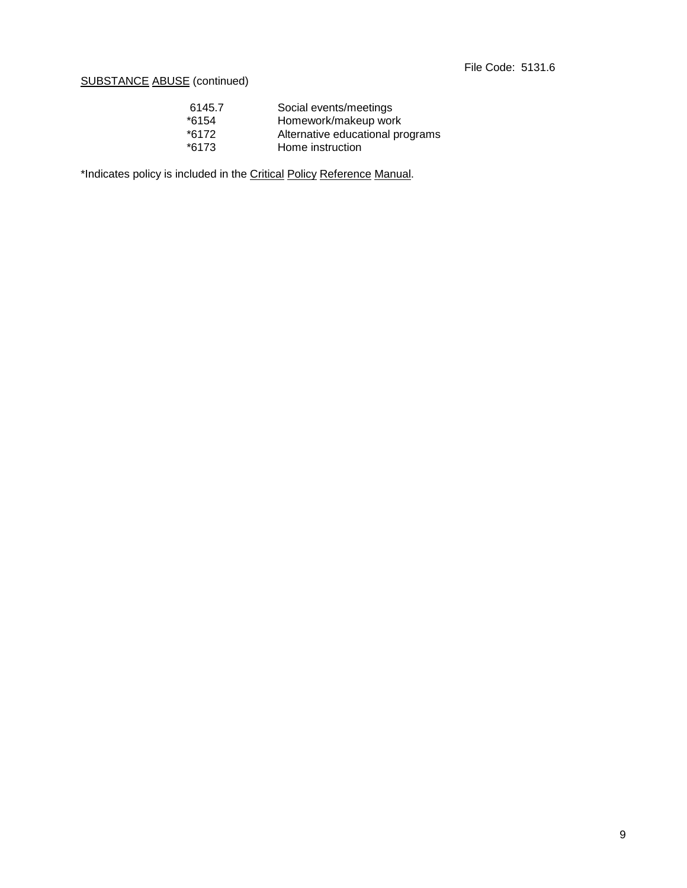File Code: 5131.6

SUBSTANCE ABUSE (continued)

| | |
|---|---|
| 6145.7 | Social events/meetings |
| *6154 | Homework/makeup work |
| *6172 | Alternative educational programs |
| *6173 | Home instruction |

*Indicates policy is included in the Critical Policy Reference Manual.